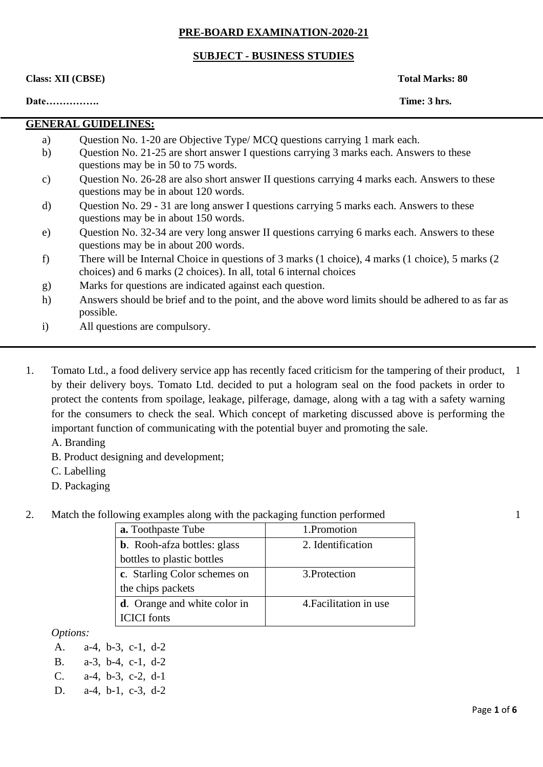**PRE-BOARD EXAMINATION-2020-21**

**SUBJECT - BUSINESS STUDIES**

**Class: XII (CBSE)** **Total Marks: 80**

**Date…………….** **Time: 3 hrs.**

**GENERAL GUIDELINES:**

a) Question No. 1-20 are Objective Type/ MCQ questions carrying 1 mark each.

b) Question No. 21-25 are short answer I questions carrying 3 marks each. Answers to these questions may be in 50 to 75 words.

c) Question No. 26-28 are also short answer II questions carrying 4 marks each. Answers to these questions may be in about 120 words.

d) Question No. 29 - 31 are long answer I questions carrying 5 marks each. Answers to these questions may be in about 150 words.

e) Question No. 32-34 are very long answer II questions carrying 6 marks each. Answers to these questions may be in about 200 words.

f) There will be Internal Choice in questions of 3 marks (1 choice), 4 marks (1 choice), 5 marks (2 choices) and 6 marks (2 choices). In all, total 6 internal choices

g) Marks for questions are indicated against each question.

h) Answers should be brief and to the point, and the above word limits should be adhered to as far as possible.

i) All questions are compulsory.

---

1. Tomato Ltd., a food delivery service app has recently faced criticism for the tampering of their product, by their delivery boys. Tomato Ltd. decided to put a hologram seal on the food packets in order to protect the contents from spoilage, leakage, pilferage, damage, along with a tag with a safety warning for the consumers to check the seal. Which concept of marketing discussed above is performing the important function of communicating with the potential buyer and promoting the sale. (1)

   A. Branding

   B. Product designing and development;

   C. Labelling

   D. Packaging

2. Match the following examples along with the packaging function performed (1)

| | |
|---|---|
| **a.** Toothpaste Tube | 1.Promotion |
| **b**. Rooh-afza bottles: glass bottles to plastic bottles | 2. Identification |
| **c**. Starling Color schemes on the chips packets | 3.Protection |
| **d**. Orange and white color in ICICI fonts | 4.Facilitation in use |

   *Options:*

   A. a-4, b-3, c-1, d-2

   B. a-3, b-4, c-1, d-2

   C. a-4, b-3, c-2, d-1

   D. a-4, b-1, c-3, d-2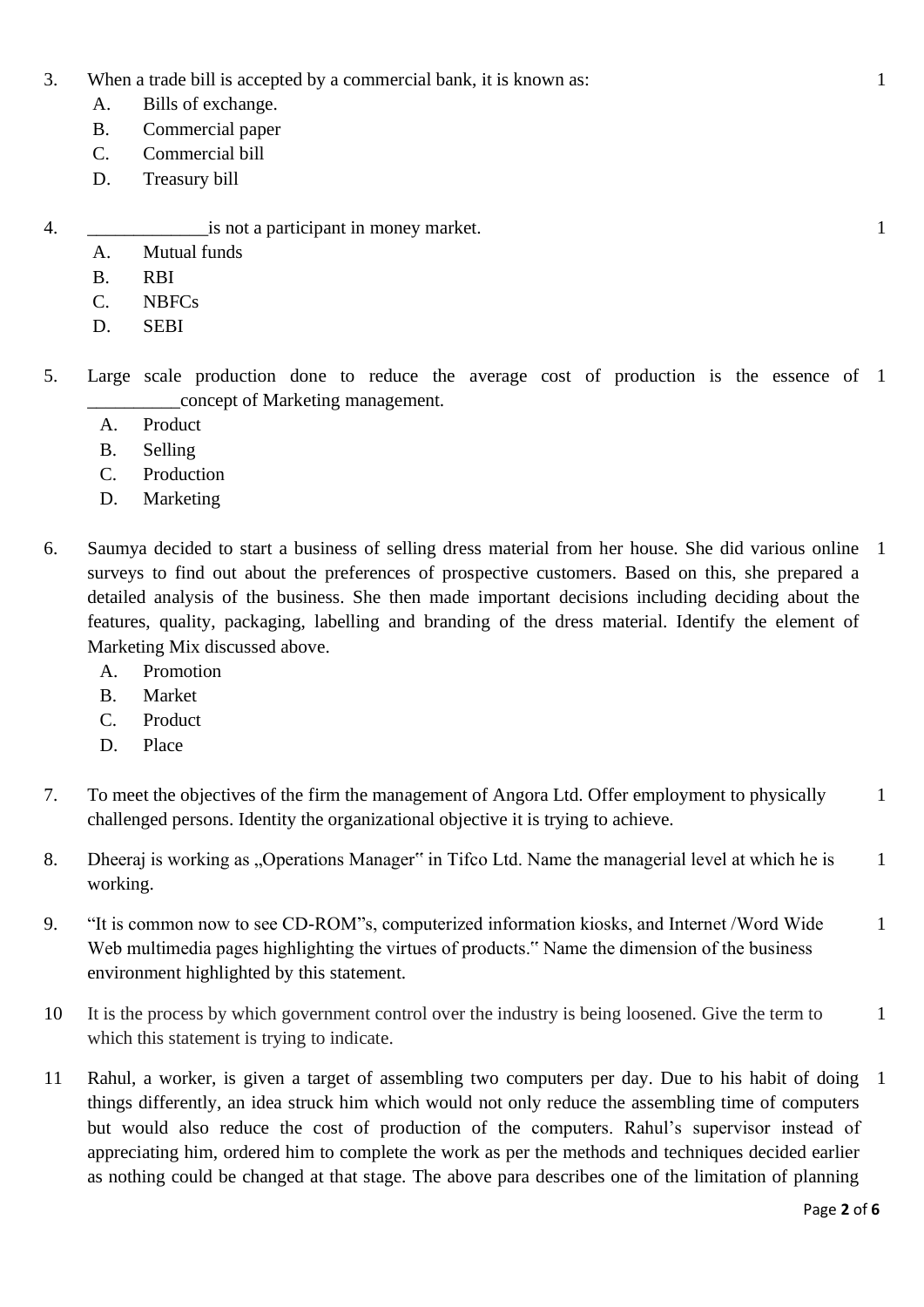3. When a trade bill is accepted by a commercial bank, it is known as: 1
   - A. Bills of exchange.
   - B. Commercial paper
   - C. Commercial bill
   - D. Treasury bill

4. _____________is not a participant in money market. 1
   - A. Mutual funds
   - B. RBI
   - C. NBFCs
   - D. SEBI

5. Large scale production done to reduce the average cost of production is the essence of __________concept of Marketing management. 1
   - A. Product
   - B. Selling
   - C. Production
   - D. Marketing

6. Saumya decided to start a business of selling dress material from her house. She did various online surveys to find out about the preferences of prospective customers. Based on this, she prepared a detailed analysis of the business. She then made important decisions including deciding about the features, quality, packaging, labelling and branding of the dress material. Identify the element of Marketing Mix discussed above. 1
   - A. Promotion
   - B. Market
   - C. Product
   - D. Place

7. To meet the objectives of the firm the management of Angora Ltd. Offer employment to physically challenged persons. Identity the organizational objective it is trying to achieve. 1

8. Dheeraj is working as „Operations Manager‟ in Tifco Ltd. Name the managerial level at which he is working. 1

9. "It is common now to see CD-ROM"s, computerized information kiosks, and Internet /Word Wide Web multimedia pages highlighting the virtues of products.‟ Name the dimension of the business environment highlighted by this statement. 1

10. It is the process by which government control over the industry is being loosened. Give the term to which this statement is trying to indicate. 1

11. Rahul, a worker, is given a target of assembling two computers per day. Due to his habit of doing things differently, an idea struck him which would not only reduce the assembling time of computers but would also reduce the cost of production of the computers. Rahul's supervisor instead of appreciating him, ordered him to complete the work as per the methods and techniques decided earlier as nothing could be changed at that stage. The above para describes one of the limitation of planning 1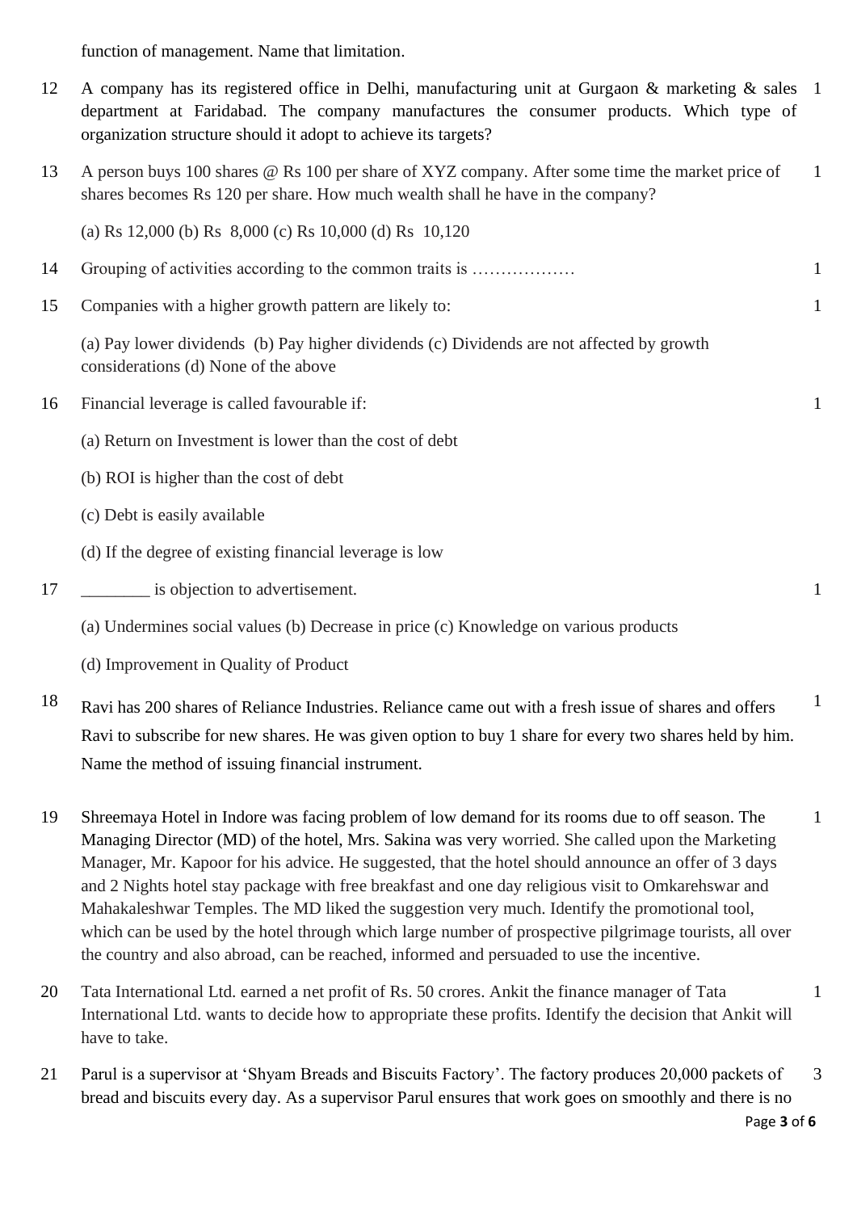function of management. Name that limitation.

12 A company has its registered office in Delhi, manufacturing unit at Gurgaon & marketing & sales department at Faridabad. The company manufactures the consumer products. Which type of organization structure should it adopt to achieve its targets? 1

13 A person buys 100 shares @ Rs 100 per share of XYZ company. After some time the market price of shares becomes Rs 120 per share. How much wealth shall he have in the company? 1

(a) Rs 12,000 (b) Rs 8,000 (c) Rs 10,000 (d) Rs 10,120

14 Grouping of activities according to the common traits is ……………… 1

15 Companies with a higher growth pattern are likely to: 1

(a) Pay lower dividends (b) Pay higher dividends (c) Dividends are not affected by growth considerations (d) None of the above

16 Financial leverage is called favourable if: 1

(a) Return on Investment is lower than the cost of debt

(b) ROI is higher than the cost of debt

(c) Debt is easily available

(d) If the degree of existing financial leverage is low

17 ________ is objection to advertisement. 1

(a) Undermines social values (b) Decrease in price (c) Knowledge on various products

(d) Improvement in Quality of Product

18 Ravi has 200 shares of Reliance Industries. Reliance came out with a fresh issue of shares and offers Ravi to subscribe for new shares. He was given option to buy 1 share for every two shares held by him. Name the method of issuing financial instrument. 1

19 Shreemaya Hotel in Indore was facing problem of low demand for its rooms due to off season. The Managing Director (MD) of the hotel, Mrs. Sakina was very worried. She called upon the Marketing Manager, Mr. Kapoor for his advice. He suggested, that the hotel should announce an offer of 3 days and 2 Nights hotel stay package with free breakfast and one day religious visit to Omkarehswar and Mahakaleshwar Temples. The MD liked the suggestion very much. Identify the promotional tool, which can be used by the hotel through which large number of prospective pilgrimage tourists, all over the country and also abroad, can be reached, informed and persuaded to use the incentive. 1

20 Tata International Ltd. earned a net profit of Rs. 50 crores. Ankit the finance manager of Tata International Ltd. wants to decide how to appropriate these profits. Identify the decision that Ankit will have to take. 1

21 Parul is a supervisor at 'Shyam Breads and Biscuits Factory'. The factory produces 20,000 packets of bread and biscuits every day. As a supervisor Parul ensures that work goes on smoothly and there is no 3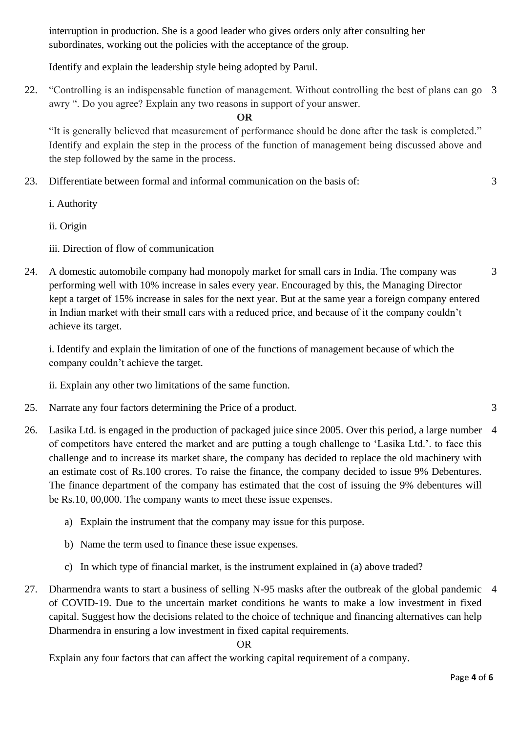interruption in production. She is a good leader who gives orders only after consulting her subordinates, working out the policies with the acceptance of the group.

Identify and explain the leadership style being adopted by Parul.

22. "Controlling is an indispensable function of management. Without controlling the best of plans can go awry ". Do you agree? Explain any two reasons in support of your answer. 3

**OR**

"It is generally believed that measurement of performance should be done after the task is completed." Identify and explain the step in the process of the function of management being discussed above and the step followed by the same in the process.

23. Differentiate between formal and informal communication on the basis of: 3

    i. Authority

    ii. Origin

    iii. Direction of flow of communication

24. A domestic automobile company had monopoly market for small cars in India. The company was performing well with 10% increase in sales every year. Encouraged by this, the Managing Director kept a target of 15% increase in sales for the next year. But at the same year a foreign company entered in Indian market with their small cars with a reduced price, and because of it the company couldn't achieve its target. 3

    i. Identify and explain the limitation of one of the functions of management because of which the company couldn't achieve the target.

    ii. Explain any other two limitations of the same function.

25. Narrate any four factors determining the Price of a product. 3

26. Lasika Ltd. is engaged in the production of packaged juice since 2005. Over this period, a large number of competitors have entered the market and are putting a tough challenge to 'Lasika Ltd.'. to face this challenge and to increase its market share, the company has decided to replace the old machinery with an estimate cost of Rs.100 crores. To raise the finance, the company decided to issue 9% Debentures. The finance department of the company has estimated that the cost of issuing the 9% debentures will be Rs.10, 00,000. The company wants to meet these issue expenses. 4

    a) Explain the instrument that the company may issue for this purpose.

    b) Name the term used to finance these issue expenses.

    c) In which type of financial market, is the instrument explained in (a) above traded?

27. Dharmendra wants to start a business of selling N-95 masks after the outbreak of the global pandemic of COVID-19. Due to the uncertain market conditions he wants to make a low investment in fixed capital. Suggest how the decisions related to the choice of technique and financing alternatives can help Dharmendra in ensuring a low investment in fixed capital requirements. 4

OR

Explain any four factors that can affect the working capital requirement of a company.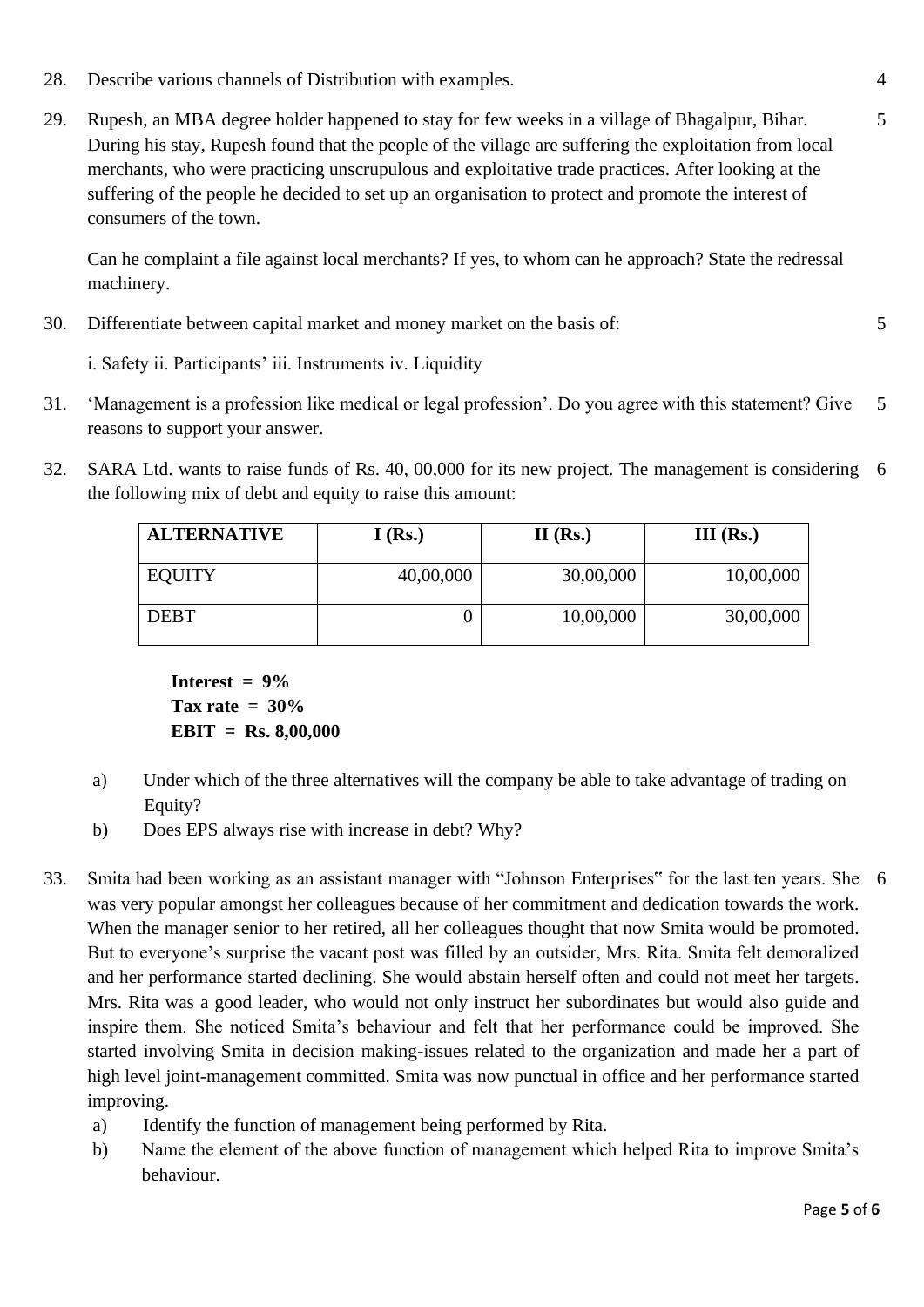28. Describe various channels of Distribution with examples. 4

29. Rupesh, an MBA degree holder happened to stay for few weeks in a village of Bhagalpur, Bihar. During his stay, Rupesh found that the people of the village are suffering the exploitation from local merchants, who were practicing unscrupulous and exploitative trade practices. After looking at the suffering of the people he decided to set up an organisation to protect and promote the interest of consumers of the town. 5

    Can he complaint a file against local merchants? If yes, to whom can he approach? State the redressal machinery.

30. Differentiate between capital market and money market on the basis of: 5

    i. Safety ii. Participants' iii. Instruments iv. Liquidity

31. 'Management is a profession like medical or legal profession'. Do you agree with this statement? Give reasons to support your answer. 5

32. SARA Ltd. wants to raise funds of Rs. 40, 00,000 for its new project. The management is considering the following mix of debt and equity to raise this amount: 6

| ALTERNATIVE | I (Rs.) | II (Rs.) | III (Rs.) |
|---|---|---|---|
| EQUITY | 40,00,000 | 30,00,000 | 10,00,000 |
| DEBT | 0 | 10,00,000 | 30,00,000 |

**Interest = 9%**
**Tax rate = 30%**
**EBIT = Rs. 8,00,000**

a) Under which of the three alternatives will the company be able to take advantage of trading on Equity?
b) Does EPS always rise with increase in debt? Why?

33. Smita had been working as an assistant manager with "Johnson Enterprises" for the last ten years. She was very popular amongst her colleagues because of her commitment and dedication towards the work. When the manager senior to her retired, all her colleagues thought that now Smita would be promoted. But to everyone's surprise the vacant post was filled by an outsider, Mrs. Rita. Smita felt demoralized and her performance started declining. She would abstain herself often and could not meet her targets. Mrs. Rita was a good leader, who would not only instruct her subordinates but would also guide and inspire them. She noticed Smita's behaviour and felt that her performance could be improved. She started involving Smita in decision making-issues related to the organization and made her a part of high level joint-management committed. Smita was now punctual in office and her performance started improving. 6

a) Identify the function of management being performed by Rita.
b) Name the element of the above function of management which helped Rita to improve Smita's behaviour.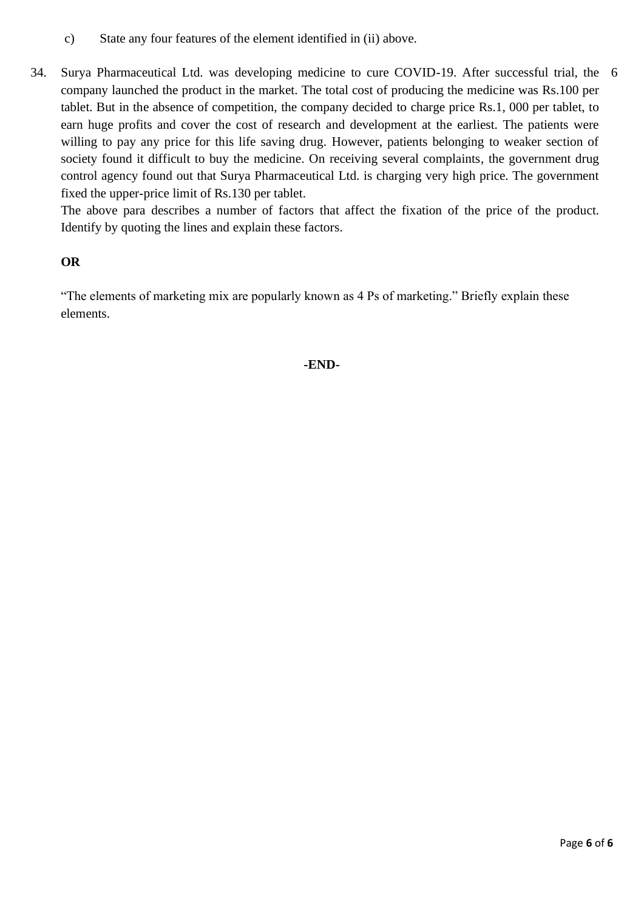c) State any four features of the element identified in (ii) above.

34. Surya Pharmaceutical Ltd. was developing medicine to cure COVID-19. After successful trial, the company launched the product in the market. The total cost of producing the medicine was Rs.100 per tablet. But in the absence of competition, the company decided to charge price Rs.1, 000 per tablet, to earn huge profits and cover the cost of research and development at the earliest. The patients were willing to pay any price for this life saving drug. However, patients belonging to weaker section of society found it difficult to buy the medicine. On receiving several complaints, the government drug control agency found out that Surya Pharmaceutical Ltd. is charging very high price. The government fixed the upper-price limit of Rs.130 per tablet. 6

The above para describes a number of factors that affect the fixation of the price of the product. Identify by quoting the lines and explain these factors.

**OR**

"The elements of marketing mix are popularly known as 4 Ps of marketing." Briefly explain these elements.

**-END-**